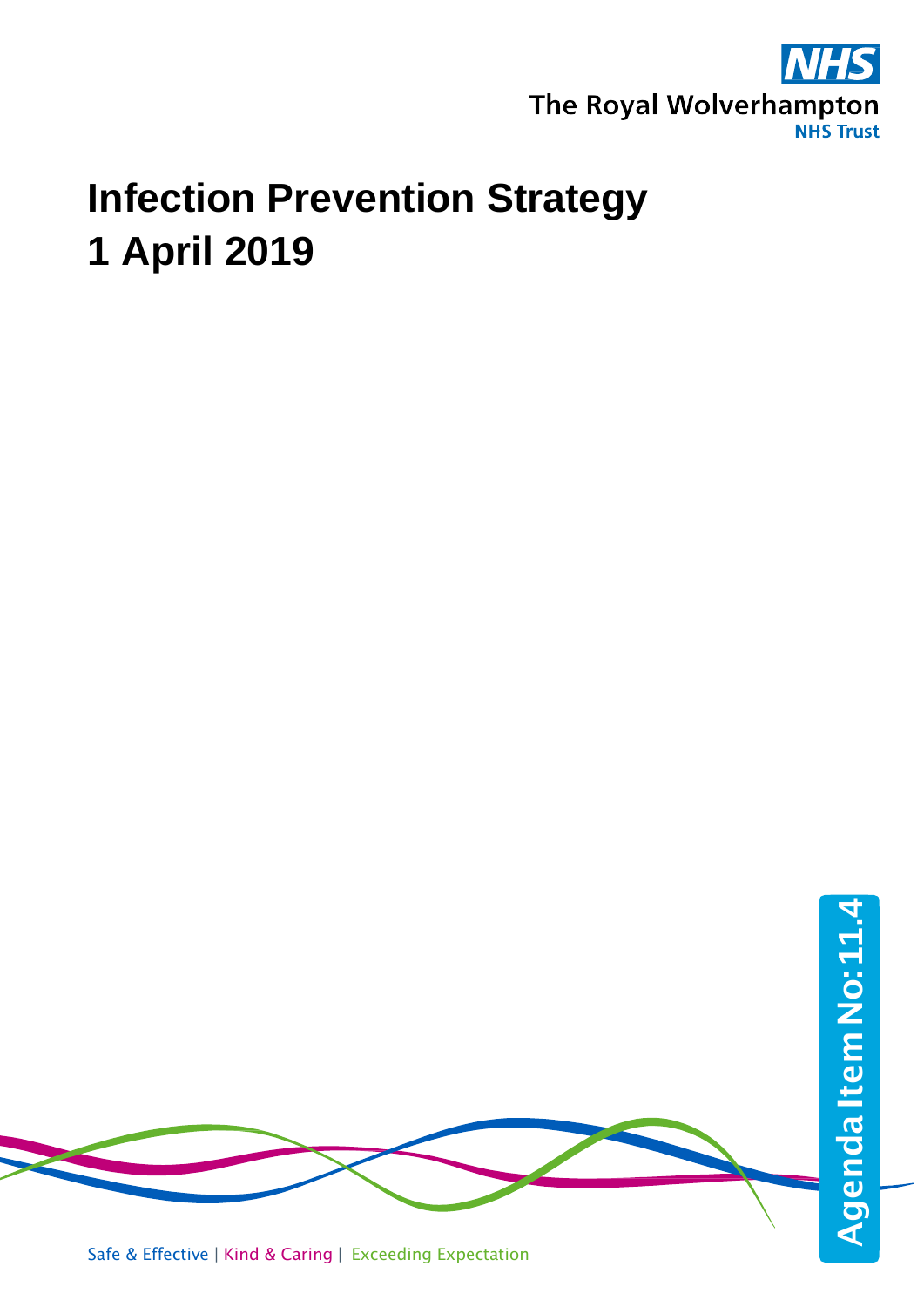The Royal Wolverhampton NHS Trust

# Infection Prevention Strategy 1 April 2019

Agenda Item No: 11.4

Safe & Effective | Kind & Caring | Exceeding Expectation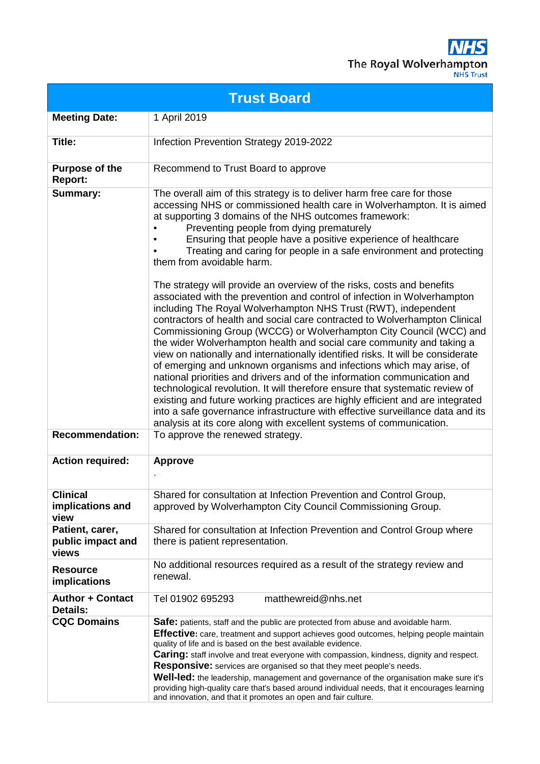The Royal Wolverhampton NHS Trust

| Trust Board | |
|---|---|
| **Meeting Date:** | 1 April 2019 |
| **Title:** | Infection Prevention Strategy 2019-2022 |
| **Purpose of the Report:** | Recommend to Trust Board to approve |
| **Summary:** | The overall aim of this strategy is to deliver harm free care for those accessing NHS or commissioned health care in Wolverhampton. It is aimed at supporting 3 domains of the NHS outcomes framework:<br>• Preventing people from dying prematurely<br>• Ensuring that people have a positive experience of healthcare<br>• Treating and caring for people in a safe environment and protecting them from avoidable harm.<br><br>The strategy will provide an overview of the risks, costs and benefits associated with the prevention and control of infection in Wolverhampton including The Royal Wolverhampton NHS Trust (RWT), independent contractors of health and social care contracted to Wolverhampton Clinical Commissioning Group (WCCG) or Wolverhampton City Council (WCC) and the wider Wolverhampton health and social care community and taking a view on nationally and internationally identified risks. It will be considerate of emerging and unknown organisms and infections which may arise, of national priorities and drivers and of the information communication and technological revolution. It will therefore ensure that systematic review of existing and future working practices are highly efficient and are integrated into a safe governance infrastructure with effective surveillance data and its analysis at its core along with excellent systems of communication. |
| **Recommendation:** | To approve the renewed strategy. |
| **Action required:** | **Approve** |
| **Clinical implications and view** | Shared for consultation at Infection Prevention and Control Group, approved by Wolverhampton City Council Commissioning Group. |
| **Patient, carer, public impact and views** | Shared for consultation at Infection Prevention and Control Group where there is patient representation. |
| **Resource implications** | No additional resources required as a result of the strategy review and renewal. |
| **Author + Contact Details:** | Tel 01902 695293 matthewreid@nhs.net |
| **CQC Domains** | **Safe:** patients, staff and the public are protected from abuse and avoidable harm.<br>**Effective:** care, treatment and support achieves good outcomes, helping people maintain quality of life and is based on the best available evidence.<br>**Caring:** staff involve and treat everyone with compassion, kindness, dignity and respect.<br>**Responsive:** services are organised so that they meet people's needs.<br>**Well-led:** the leadership, management and governance of the organisation make sure it's providing high-quality care that's based around individual needs, that it encourages learning and innovation, and that it promotes an open and fair culture. |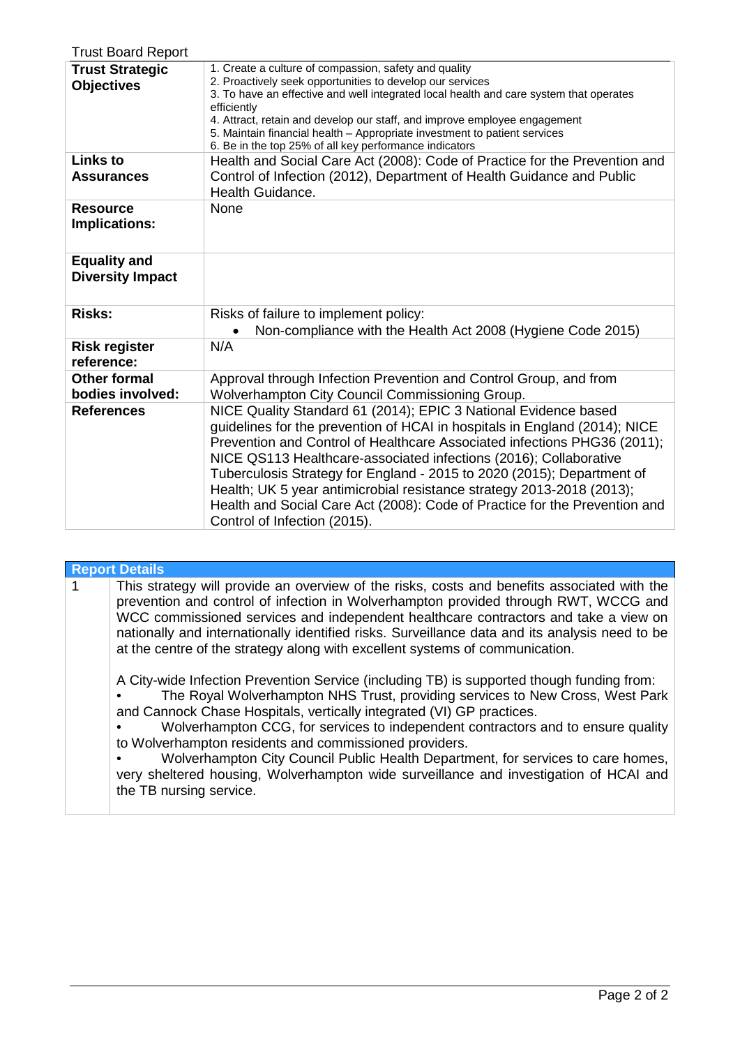Trust Board Report

| | |
|---|---|
| **Trust Strategic Objectives** | 1. Create a culture of compassion, safety and quality<br>2. Proactively seek opportunities to develop our services<br>3. To have an effective and well integrated local health and care system that operates efficiently<br>4. Attract, retain and develop our staff, and improve employee engagement<br>5. Maintain financial health – Appropriate investment to patient services<br>6. Be in the top 25% of all key performance indicators |
| **Links to Assurances** | Health and Social Care Act (2008): Code of Practice for the Prevention and Control of Infection (2012), Department of Health Guidance and Public Health Guidance. |
| **Resource Implications:** | None |
| **Equality and Diversity Impact** | |
| **Risks:** | Risks of failure to implement policy:<br>• Non-compliance with the Health Act 2008 (Hygiene Code 2015) |
| **Risk register reference:** | N/A |
| **Other formal bodies involved:** | Approval through Infection Prevention and Control Group, and from Wolverhampton City Council Commissioning Group. |
| **References** | NICE Quality Standard 61 (2014); EPIC 3 National Evidence based guidelines for the prevention of HCAI in hospitals in England (2014); NICE Prevention and Control of Healthcare Associated infections PHG36 (2011); NICE QS113 Healthcare-associated infections (2016); Collaborative Tuberculosis Strategy for England - 2015 to 2020 (2015); Department of Health; UK 5 year antimicrobial resistance strategy 2013-2018 (2013); Health and Social Care Act (2008): Code of Practice for the Prevention and Control of Infection (2015). |

| **Report Details** | |
|---|---|
| 1 | This strategy will provide an overview of the risks, costs and benefits associated with the prevention and control of infection in Wolverhampton provided through RWT, WCCG and WCC commissioned services and independent healthcare contractors and take a view on nationally and internationally identified risks. Surveillance data and its analysis need to be at the centre of the strategy along with excellent systems of communication.<br><br>A City-wide Infection Prevention Service (including TB) is supported though funding from:<br>• The Royal Wolverhampton NHS Trust, providing services to New Cross, West Park and Cannock Chase Hospitals, vertically integrated (VI) GP practices.<br>• Wolverhampton CCG, for services to independent contractors and to ensure quality to Wolverhampton residents and commissioned providers.<br>• Wolverhampton City Council Public Health Department, for services to care homes, very sheltered housing, Wolverhampton wide surveillance and investigation of HCAI and the TB nursing service. |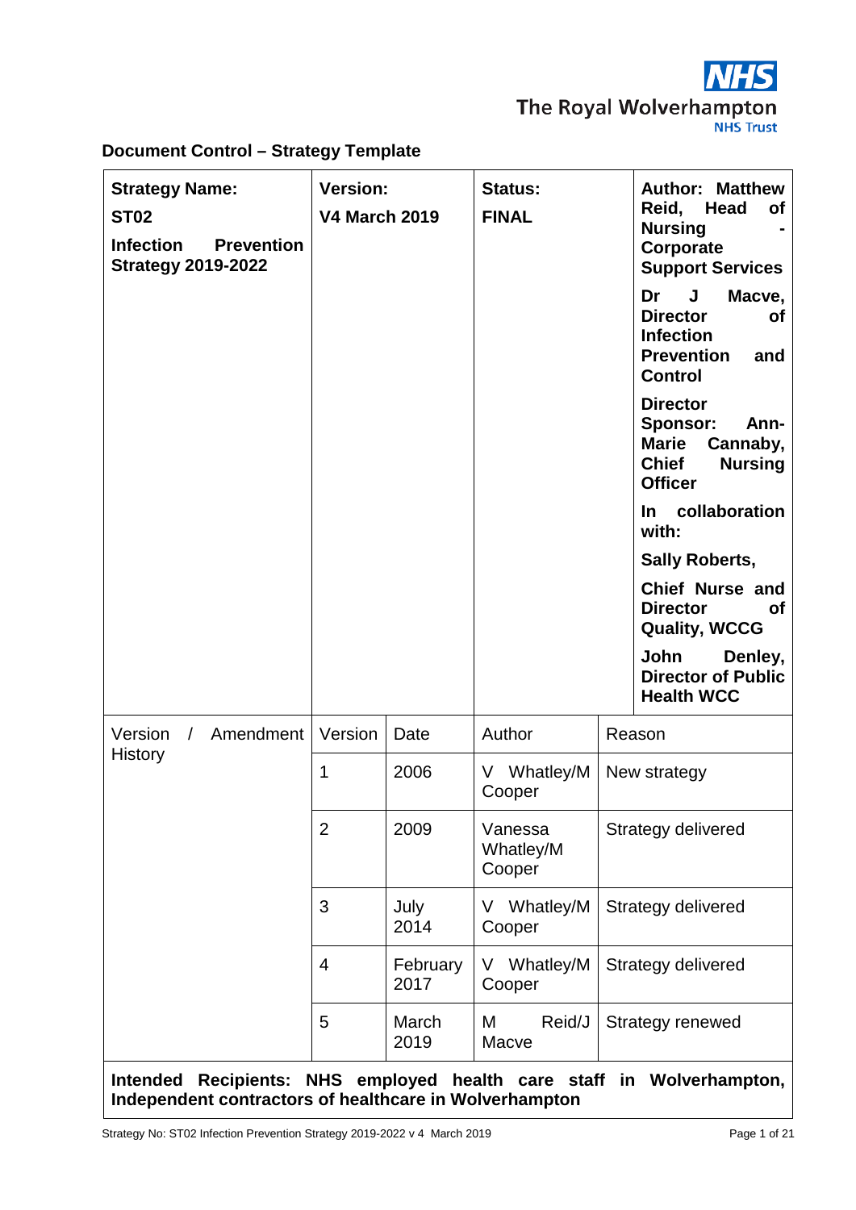The Royal Wolverhampton NHS Trust

**Document Control – Strategy Template**

| **Strategy Name:** | **Version:** | | **Status:** | | **Author:** |
|---|---|---|---|---|---|
| **ST02** **Infection Prevention Strategy 2019-2022** | **V4 March 2019** | | **FINAL** | | **Author: Matthew Reid, Head of Nursing - Corporate Support Services** **Dr J Macve, Director of Infection Prevention and Control** **Director Sponsor: Ann-Marie Cannaby, Chief Nursing Officer** **In collaboration with:** **Sally Roberts,** **Chief Nurse and Director of Quality, WCCG** **John Denley, Director of Public Health WCC** |
| Version / Amendment History | Version | Date | Author | Reason | |
| | 1 | 2006 | V Whatley/M Cooper | New strategy | |
| | 2 | 2009 | Vanessa Whatley/M Cooper | Strategy delivered | |
| | 3 | July 2014 | V Whatley/M Cooper | Strategy delivered | |
| | 4 | February 2017 | V Whatley/M Cooper | Strategy delivered | |
| | 5 | March 2019 | M Reid/J Macve | Strategy renewed | |
| **Intended Recipients: NHS employed health care staff in Wolverhampton, Independent contractors of healthcare in Wolverhampton** | | | | | |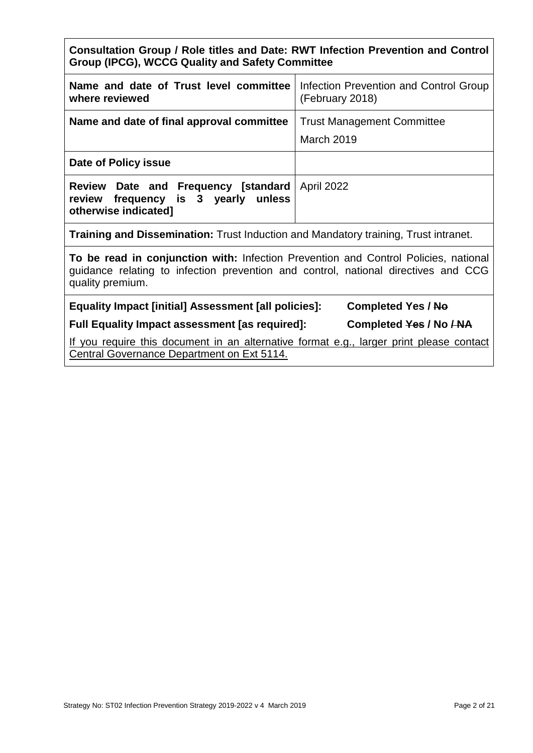| **Consultation Group / Role titles and Date: RWT Infection Prevention and Control Group (IPCG), WCCG Quality and Safety Committee** | |
|---|---|
| **Name and date of Trust level committee where reviewed** | Infection Prevention and Control Group (February 2018) |
| **Name and date of final approval committee** | Trust Management Committee<br>March 2019 |
| **Date of Policy issue** | |
| **Review Date and Frequency [standard review frequency is 3 yearly unless otherwise indicated]** | April 2022 |
| **Training and Dissemination:** Trust Induction and Mandatory training, Trust intranet. | |
| **To be read in conjunction with:** Infection Prevention and Control Policies, national guidance relating to infection prevention and control, national directives and CCG quality premium. | |
| **Equality Impact [initial] Assessment [all policies]:** | **Completed Yes / ~~No~~** |
| **Full Equality Impact assessment [as required]:** | **Completed ~~Yes~~ / No ~~/ NA~~** |
| If you require this document in an alternative format e.g., larger print please contact Central Governance Department on Ext 5114. | |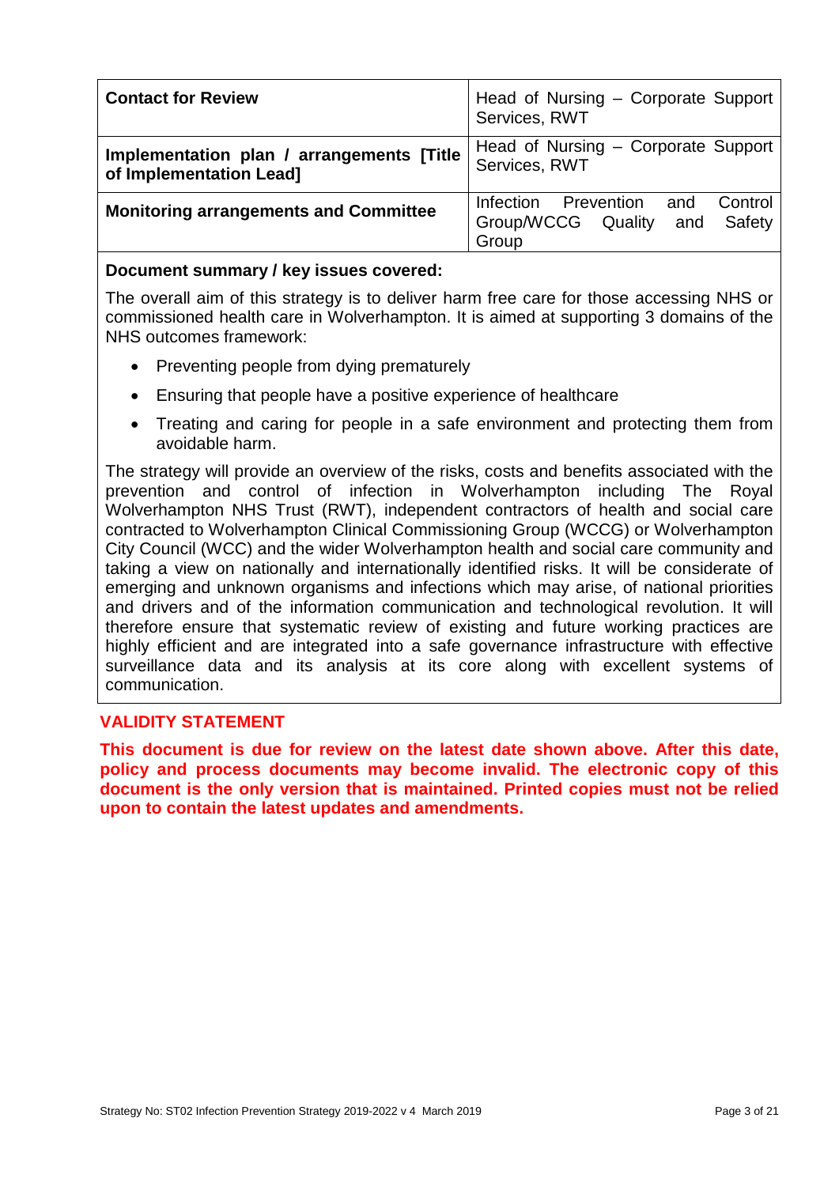| **Contact for Review** | Head of Nursing – Corporate Support Services, RWT |
|---|---|
| **Implementation plan / arrangements [Title of Implementation Lead]** | Head of Nursing – Corporate Support Services, RWT |
| **Monitoring arrangements and Committee** | Infection Prevention and Control Group/WCCG Quality and Safety Group |

**Document summary / key issues covered:**

The overall aim of this strategy is to deliver harm free care for those accessing NHS or commissioned health care in Wolverhampton. It is aimed at supporting 3 domains of the NHS outcomes framework:

- Preventing people from dying prematurely
- Ensuring that people have a positive experience of healthcare
- Treating and caring for people in a safe environment and protecting them from avoidable harm.

The strategy will provide an overview of the risks, costs and benefits associated with the prevention and control of infection in Wolverhampton including The Royal Wolverhampton NHS Trust (RWT), independent contractors of health and social care contracted to Wolverhampton Clinical Commissioning Group (WCCG) or Wolverhampton City Council (WCC) and the wider Wolverhampton health and social care community and taking a view on nationally and internationally identified risks. It will be considerate of emerging and unknown organisms and infections which may arise, of national priorities and drivers and of the information communication and technological revolution. It will therefore ensure that systematic review of existing and future working practices are highly efficient and are integrated into a safe governance infrastructure with effective surveillance data and its analysis at its core along with excellent systems of communication.

**VALIDITY STATEMENT**

**This document is due for review on the latest date shown above. After this date, policy and process documents may become invalid. The electronic copy of this document is the only version that is maintained. Printed copies must not be relied upon to contain the latest updates and amendments.**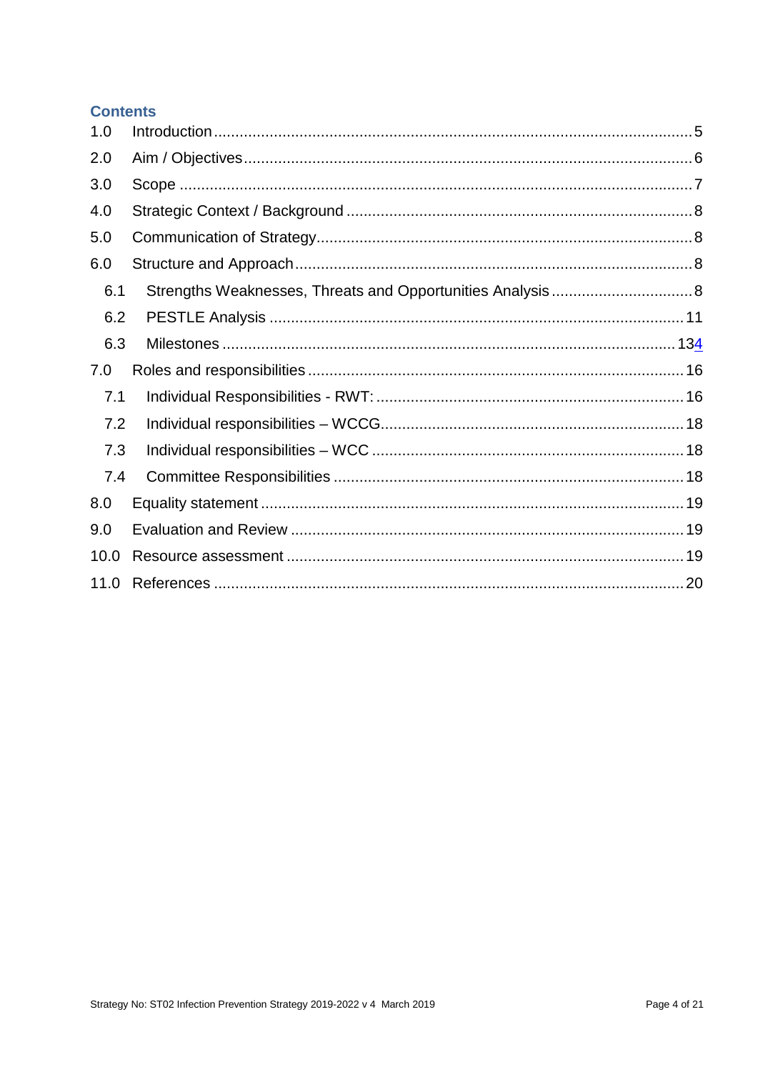## Contents

| | | |
|---|---|---|
| 1.0 | Introduction | 5 |
| 2.0 | Aim / Objectives | 6 |
| 3.0 | Scope | 7 |
| 4.0 | Strategic Context / Background | 8 |
| 5.0 | Communication of Strategy | 8 |
| 6.0 | Structure and Approach | 8 |
| 6.1 | Strengths Weaknesses, Threats and Opportunities Analysis | 8 |
| 6.2 | PESTLE Analysis | 11 |
| 6.3 | Milestones | 134 |
| 7.0 | Roles and responsibilities | 16 |
| 7.1 | Individual Responsibilities - RWT: | 16 |
| 7.2 | Individual responsibilities – WCCG | 18 |
| 7.3 | Individual responsibilities – WCC | 18 |
| 7.4 | Committee Responsibilities | 18 |
| 8.0 | Equality statement | 19 |
| 9.0 | Evaluation and Review | 19 |
| 10.0 | Resource assessment | 19 |
| 11.0 | References | 20 |

Strategy No: ST02 Infection Prevention Strategy 2019-2022 v 4 March 2019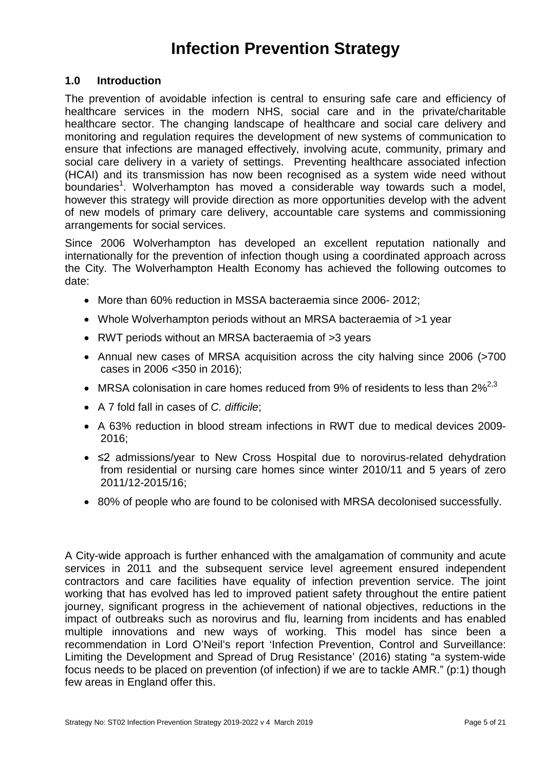# Infection Prevention Strategy

## 1.0 Introduction

The prevention of avoidable infection is central to ensuring safe care and efficiency of healthcare services in the modern NHS, social care and in the private/charitable healthcare sector. The changing landscape of healthcare and social care delivery and monitoring and regulation requires the development of new systems of communication to ensure that infections are managed effectively, involving acute, community, primary and social care delivery in a variety of settings. Preventing healthcare associated infection (HCAI) and its transmission has now been recognised as a system wide need without boundaries[1]. Wolverhampton has moved a considerable way towards such a model, however this strategy will provide direction as more opportunities develop with the advent of new models of primary care delivery, accountable care systems and commissioning arrangements for social services.

Since 2006 Wolverhampton has developed an excellent reputation nationally and internationally for the prevention of infection though using a coordinated approach across the City. The Wolverhampton Health Economy has achieved the following outcomes to date:

- More than 60% reduction in MSSA bacteraemia since 2006- 2012;
- Whole Wolverhampton periods without an MRSA bacteraemia of >1 year
- RWT periods without an MRSA bacteraemia of >3 years
- Annual new cases of MRSA acquisition across the city halving since 2006 (>700 cases in 2006 <350 in 2016);
- MRSA colonisation in care homes reduced from 9% of residents to less than 2%[2,3]
- A 7 fold fall in cases of *C. difficile*;
- A 63% reduction in blood stream infections in RWT due to medical devices 2009-2016;
- ≤2 admissions/year to New Cross Hospital due to norovirus-related dehydration from residential or nursing care homes since winter 2010/11 and 5 years of zero 2011/12-2015/16;
- 80% of people who are found to be colonised with MRSA decolonised successfully.

A City-wide approach is further enhanced with the amalgamation of community and acute services in 2011 and the subsequent service level agreement ensured independent contractors and care facilities have equality of infection prevention service. The joint working that has evolved has led to improved patient safety throughout the entire patient journey, significant progress in the achievement of national objectives, reductions in the impact of outbreaks such as norovirus and flu, learning from incidents and has enabled multiple innovations and new ways of working. This model has since been a recommendation in Lord O'Neil's report 'Infection Prevention, Control and Surveillance: Limiting the Development and Spread of Drug Resistance' (2016) stating "a system-wide focus needs to be placed on prevention (of infection) if we are to tackle AMR." (p:1) though few areas in England offer this.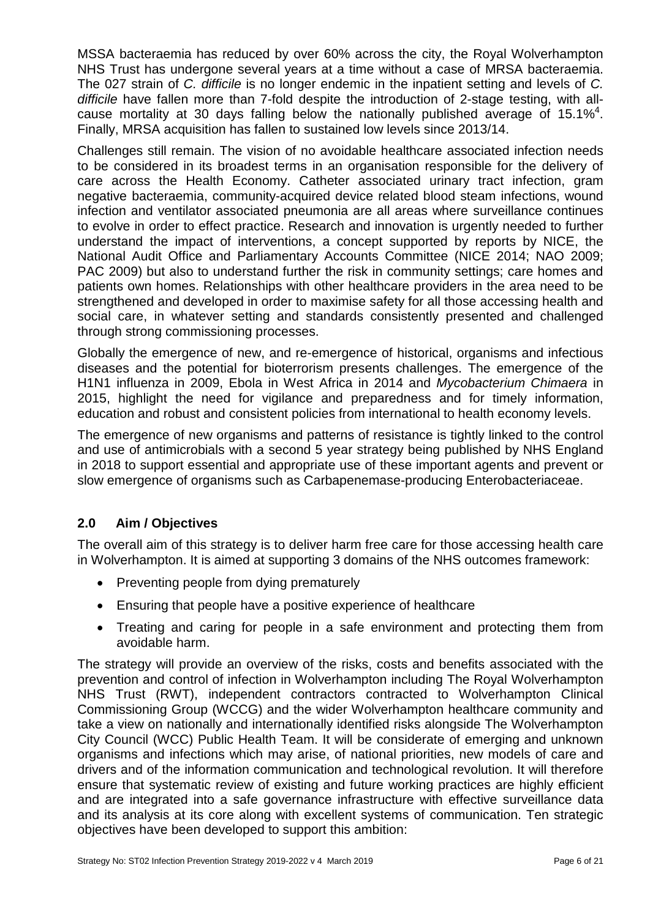MSSA bacteraemia has reduced by over 60% across the city, the Royal Wolverhampton NHS Trust has undergone several years at a time without a case of MRSA bacteraemia. The 027 strain of *C. difficile* is no longer endemic in the inpatient setting and levels of *C. difficile* have fallen more than 7-fold despite the introduction of 2-stage testing, with all-cause mortality at 30 days falling below the nationally published average of 15.1%[4]. Finally, MRSA acquisition has fallen to sustained low levels since 2013/14.

Challenges still remain. The vision of no avoidable healthcare associated infection needs to be considered in its broadest terms in an organisation responsible for the delivery of care across the Health Economy. Catheter associated urinary tract infection, gram negative bacteraemia, community-acquired device related blood steam infections, wound infection and ventilator associated pneumonia are all areas where surveillance continues to evolve in order to effect practice. Research and innovation is urgently needed to further understand the impact of interventions, a concept supported by reports by NICE, the National Audit Office and Parliamentary Accounts Committee (NICE 2014; NAO 2009; PAC 2009) but also to understand further the risk in community settings; care homes and patients own homes. Relationships with other healthcare providers in the area need to be strengthened and developed in order to maximise safety for all those accessing health and social care, in whatever setting and standards consistently presented and challenged through strong commissioning processes.

Globally the emergence of new, and re-emergence of historical, organisms and infectious diseases and the potential for bioterrorism presents challenges. The emergence of the H1N1 influenza in 2009, Ebola in West Africa in 2014 and *Mycobacterium Chimaera* in 2015, highlight the need for vigilance and preparedness and for timely information, education and robust and consistent policies from international to health economy levels.

The emergence of new organisms and patterns of resistance is tightly linked to the control and use of antimicrobials with a second 5 year strategy being published by NHS England in 2018 to support essential and appropriate use of these important agents and prevent or slow emergence of organisms such as Carbapenemase-producing Enterobacteriaceae.

## 2.0 Aim / Objectives

The overall aim of this strategy is to deliver harm free care for those accessing health care in Wolverhampton. It is aimed at supporting 3 domains of the NHS outcomes framework:

- Preventing people from dying prematurely
- Ensuring that people have a positive experience of healthcare
- Treating and caring for people in a safe environment and protecting them from avoidable harm.

The strategy will provide an overview of the risks, costs and benefits associated with the prevention and control of infection in Wolverhampton including The Royal Wolverhampton NHS Trust (RWT), independent contractors contracted to Wolverhampton Clinical Commissioning Group (WCCG) and the wider Wolverhampton healthcare community and take a view on nationally and internationally identified risks alongside The Wolverhampton City Council (WCC) Public Health Team. It will be considerate of emerging and unknown organisms and infections which may arise, of national priorities, new models of care and drivers and of the information communication and technological revolution. It will therefore ensure that systematic review of existing and future working practices are highly efficient and are integrated into a safe governance infrastructure with effective surveillance data and its analysis at its core along with excellent systems of communication. Ten strategic objectives have been developed to support this ambition: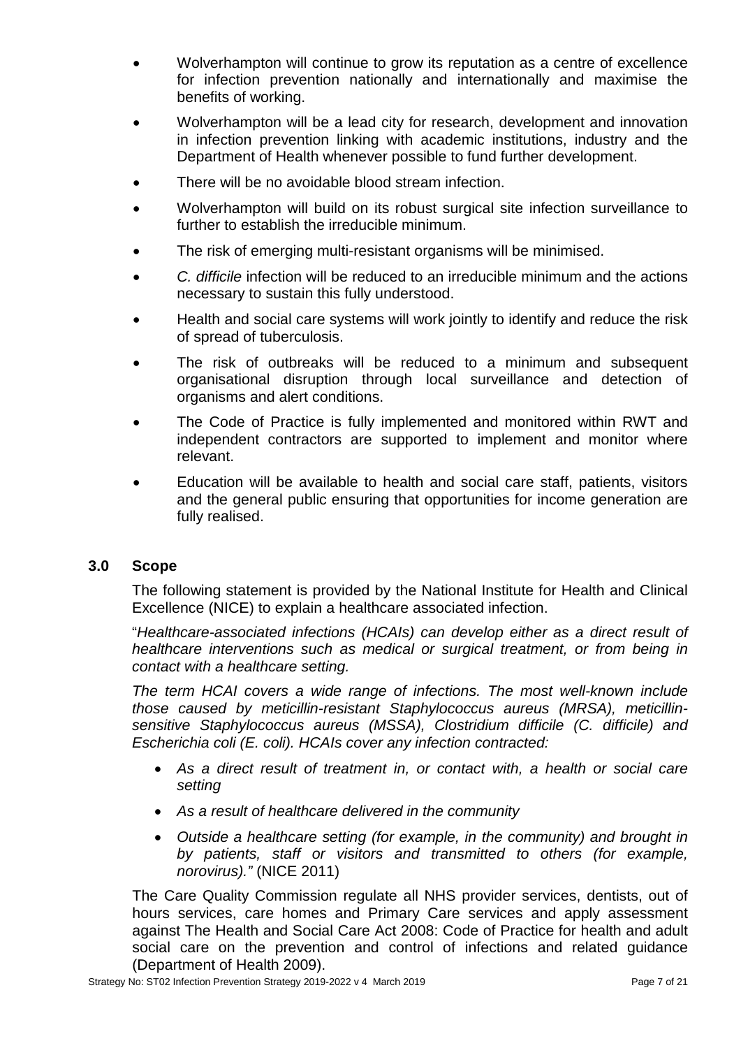- Wolverhampton will continue to grow its reputation as a centre of excellence for infection prevention nationally and internationally and maximise the benefits of working.
- Wolverhampton will be a lead city for research, development and innovation in infection prevention linking with academic institutions, industry and the Department of Health whenever possible to fund further development.
- There will be no avoidable blood stream infection.
- Wolverhampton will build on its robust surgical site infection surveillance to further to establish the irreducible minimum.
- The risk of emerging multi-resistant organisms will be minimised.
- *C. difficile* infection will be reduced to an irreducible minimum and the actions necessary to sustain this fully understood.
- Health and social care systems will work jointly to identify and reduce the risk of spread of tuberculosis.
- The risk of outbreaks will be reduced to a minimum and subsequent organisational disruption through local surveillance and detection of organisms and alert conditions.
- The Code of Practice is fully implemented and monitored within RWT and independent contractors are supported to implement and monitor where relevant.
- Education will be available to health and social care staff, patients, visitors and the general public ensuring that opportunities for income generation are fully realised.

## 3.0 Scope

The following statement is provided by the National Institute for Health and Clinical Excellence (NICE) to explain a healthcare associated infection.

"*Healthcare-associated infections (HCAIs) can develop either as a direct result of healthcare interventions such as medical or surgical treatment, or from being in contact with a healthcare setting.*

*The term HCAI covers a wide range of infections. The most well-known include those caused by meticillin-resistant Staphylococcus aureus (MRSA), meticillin-sensitive Staphylococcus aureus (MSSA), Clostridium difficile (C. difficile) and Escherichia coli (E. coli). HCAIs cover any infection contracted:*

- *As a direct result of treatment in, or contact with, a health or social care setting*
- *As a result of healthcare delivered in the community*
- *Outside a healthcare setting (for example, in the community) and brought in by patients, staff or visitors and transmitted to others (for example, norovirus)."* (NICE 2011)

The Care Quality Commission regulate all NHS provider services, dentists, out of hours services, care homes and Primary Care services and apply assessment against The Health and Social Care Act 2008: Code of Practice for health and adult social care on the prevention and control of infections and related guidance (Department of Health 2009).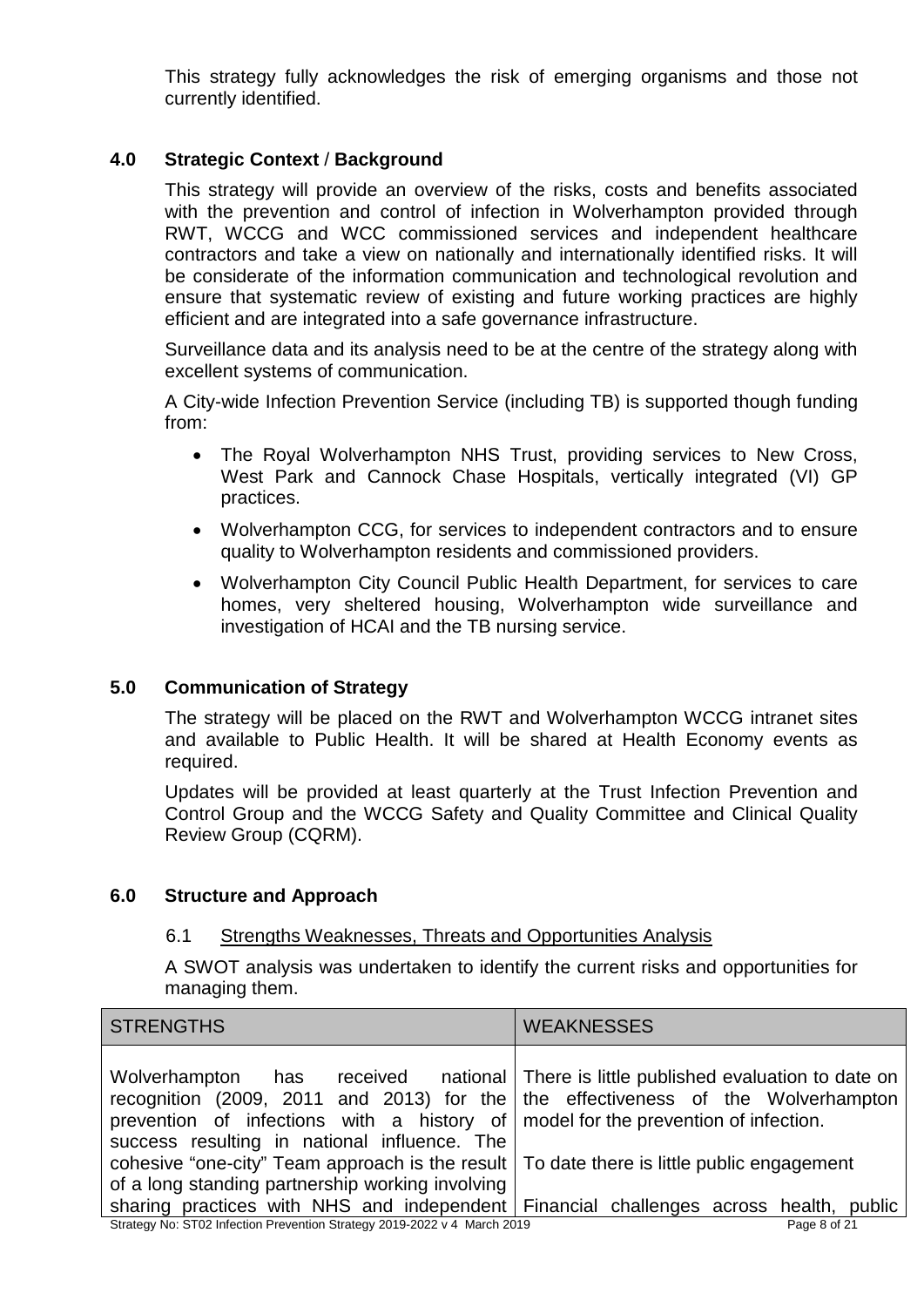This strategy fully acknowledges the risk of emerging organisms and those not currently identified.

## 4.0 Strategic Context / Background

This strategy will provide an overview of the risks, costs and benefits associated with the prevention and control of infection in Wolverhampton provided through RWT, WCCG and WCC commissioned services and independent healthcare contractors and take a view on nationally and internationally identified risks. It will be considerate of the information communication and technological revolution and ensure that systematic review of existing and future working practices are highly efficient and are integrated into a safe governance infrastructure.

Surveillance data and its analysis need to be at the centre of the strategy along with excellent systems of communication.

A City-wide Infection Prevention Service (including TB) is supported though funding from:

- The Royal Wolverhampton NHS Trust, providing services to New Cross, West Park and Cannock Chase Hospitals, vertically integrated (VI) GP practices.
- Wolverhampton CCG, for services to independent contractors and to ensure quality to Wolverhampton residents and commissioned providers.
- Wolverhampton City Council Public Health Department, for services to care homes, very sheltered housing, Wolverhampton wide surveillance and investigation of HCAI and the TB nursing service.

## 5.0 Communication of Strategy

The strategy will be placed on the RWT and Wolverhampton WCCG intranet sites and available to Public Health. It will be shared at Health Economy events as required.

Updates will be provided at least quarterly at the Trust Infection Prevention and Control Group and the WCCG Safety and Quality Committee and Clinical Quality Review Group (CQRM).

## 6.0 Structure and Approach

### 6.1 Strengths Weaknesses, Threats and Opportunities Analysis

A SWOT analysis was undertaken to identify the current risks and opportunities for managing them.

| STRENGTHS | WEAKNESSES |
|---|---|
| Wolverhampton has received national recognition (2009, 2011 and 2013) for the prevention of infections with a history of success resulting in national influence. The cohesive "one-city" Team approach is the result of a long standing partnership working involving sharing practices with NHS and independent | There is little published evaluation to date on the effectiveness of the Wolverhampton model for the prevention of infection.<br><br>To date there is little public engagement<br><br>Financial challenges across health, public |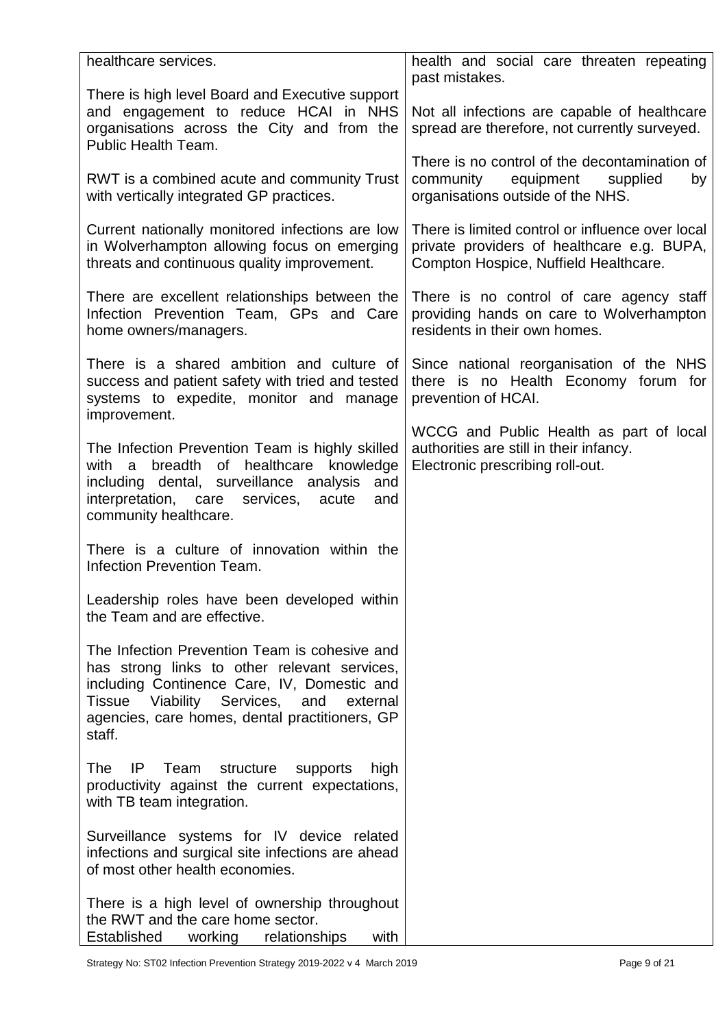| | |
|---|---|
| healthcare services.<br><br>There is high level Board and Executive support and engagement to reduce HCAI in NHS organisations across the City and from the Public Health Team.<br><br>RWT is a combined acute and community Trust with vertically integrated GP practices.<br><br>Current nationally monitored infections are low in Wolverhampton allowing focus on emerging threats and continuous quality improvement.<br><br>There are excellent relationships between the Infection Prevention Team, GPs and Care home owners/managers.<br><br>There is a shared ambition and culture of success and patient safety with tried and tested systems to expedite, monitor and manage improvement.<br><br>The Infection Prevention Team is highly skilled with a breadth of healthcare knowledge including dental, surveillance analysis and interpretation, care services, acute and community healthcare.<br><br>There is a culture of innovation within the Infection Prevention Team.<br><br>Leadership roles have been developed within the Team and are effective.<br><br>The Infection Prevention Team is cohesive and has strong links to other relevant services, including Continence Care, IV, Domestic and Tissue Viability Services, and external agencies, care homes, dental practitioners, GP staff.<br><br>The IP Team structure supports high productivity against the current expectations, with TB team integration.<br><br>Surveillance systems for IV device related infections and surgical site infections are ahead of most other health economies.<br><br>There is a high level of ownership throughout the RWT and the care home sector.<br>Established working relationships with | health and social care threaten repeating past mistakes.<br><br>Not all infections are capable of healthcare spread are therefore, not currently surveyed.<br><br>There is no control of the decontamination of community equipment supplied by organisations outside of the NHS.<br><br>There is limited control or influence over local private providers of healthcare e.g. BUPA, Compton Hospice, Nuffield Healthcare.<br><br>There is no control of care agency staff providing hands on care to Wolverhampton residents in their own homes.<br><br>Since national reorganisation of the NHS there is no Health Economy forum for prevention of HCAI.<br><br>WCCG and Public Health as part of local authorities are still in their infancy.<br>Electronic prescribing roll-out. |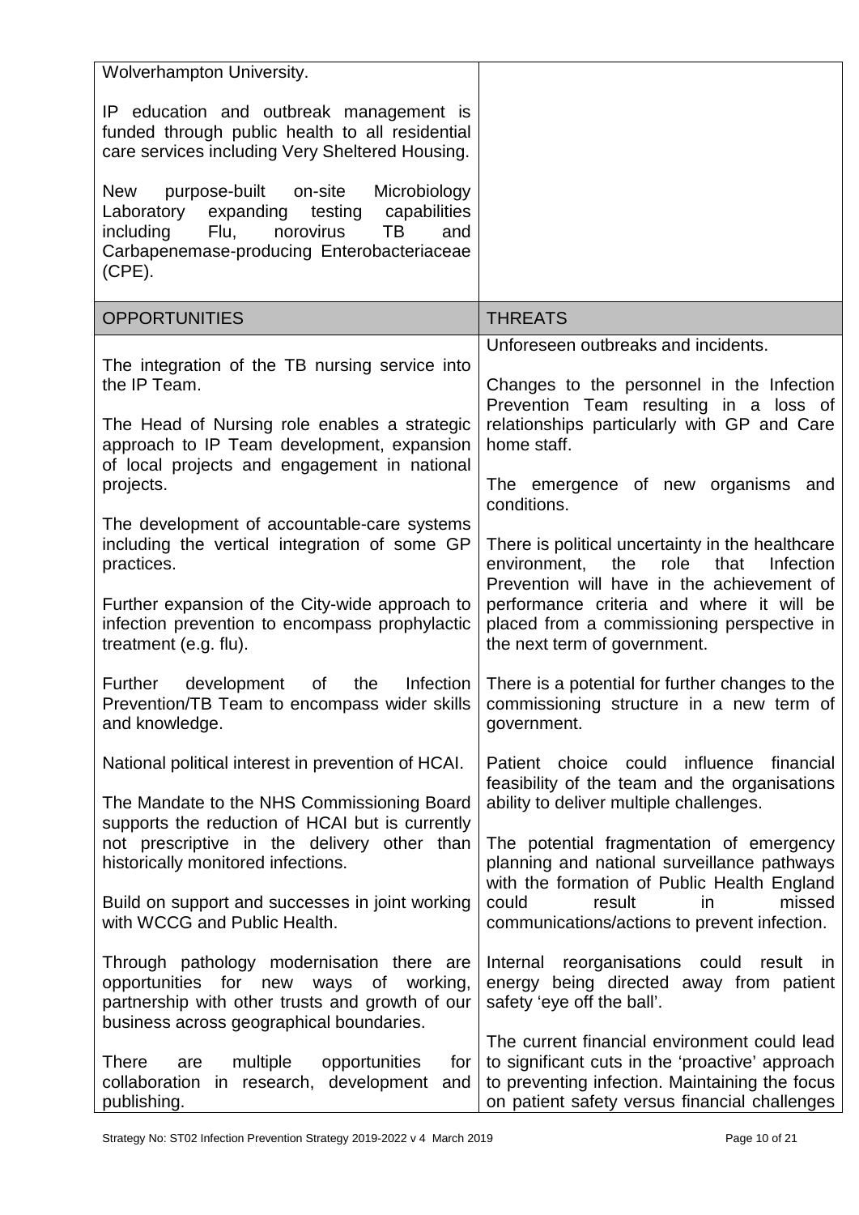| | |
|---|---|
| Wolverhampton University.<br><br>IP education and outbreak management is funded through public health to all residential care services including Very Sheltered Housing.<br><br>New purpose-built on-site Microbiology Laboratory expanding testing capabilities including Flu, norovirus TB and Carbapenemase-producing Enterobacteriaceae (CPE). | |
| **OPPORTUNITIES** | **THREATS** |
| The integration of the TB nursing service into the IP Team.<br><br>The Head of Nursing role enables a strategic approach to IP Team development, expansion of local projects and engagement in national projects.<br><br>The development of accountable-care systems including the vertical integration of some GP practices.<br><br>Further expansion of the City-wide approach to infection prevention to encompass prophylactic treatment (e.g. flu).<br><br>Further development of the Infection Prevention/TB Team to encompass wider skills and knowledge.<br><br>National political interest in prevention of HCAI.<br><br>The Mandate to the NHS Commissioning Board supports the reduction of HCAI but is currently not prescriptive in the delivery other than historically monitored infections.<br><br>Build on support and successes in joint working with WCCG and Public Health.<br><br>Through pathology modernisation there are opportunities for new ways of working, partnership with other trusts and growth of our business across geographical boundaries.<br><br>There are multiple opportunities for collaboration in research, development and publishing. | Unforeseen outbreaks and incidents.<br><br>Changes to the personnel in the Infection Prevention Team resulting in a loss of relationships particularly with GP and Care home staff.<br><br>The emergence of new organisms and conditions.<br><br>There is political uncertainty in the healthcare environment, the role that Infection Prevention will have in the achievement of performance criteria and where it will be placed from a commissioning perspective in the next term of government.<br><br>There is a potential for further changes to the commissioning structure in a new term of government.<br><br>Patient choice could influence financial feasibility of the team and the organisations ability to deliver multiple challenges.<br><br>The potential fragmentation of emergency planning and national surveillance pathways with the formation of Public Health England could result in missed communications/actions to prevent infection.<br><br>Internal reorganisations could result in energy being directed away from patient safety 'eye off the ball'.<br><br>The current financial environment could lead to significant cuts in the 'proactive' approach to preventing infection. Maintaining the focus on patient safety versus financial challenges |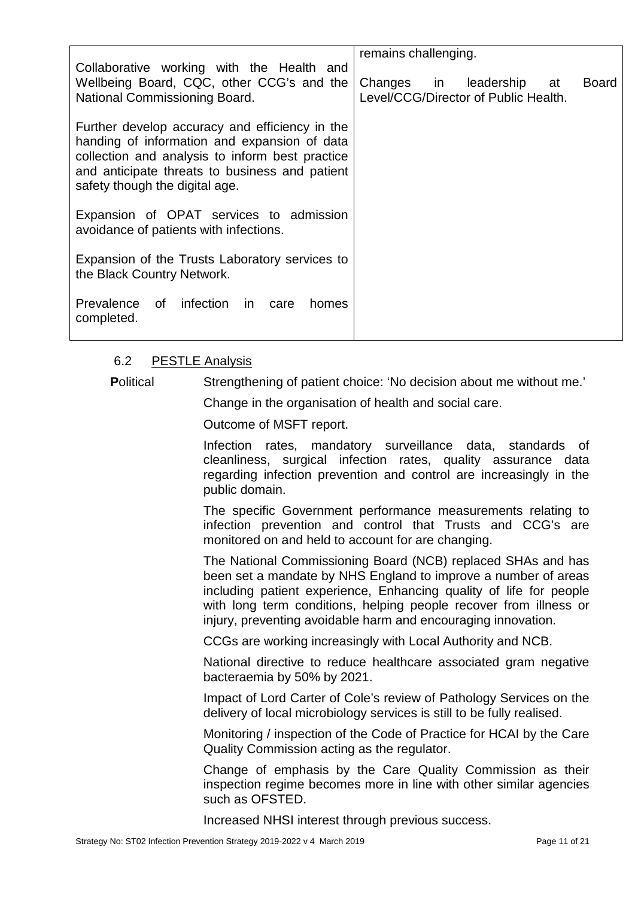| | |
|---|---|
| Collaborative working with the Health and Wellbeing Board, CQC, other CCG's and the National Commissioning Board.<br><br>Further develop accuracy and efficiency in the handing of information and expansion of data collection and analysis to inform best practice and anticipate threats to business and patient safety though the digital age.<br><br>Expansion of OPAT services to admission avoidance of patients with infections.<br><br>Expansion of the Trusts Laboratory services to the Black Country Network.<br><br>Prevalence of infection in care homes completed. | remains challenging.<br><br>Changes in leadership at Board Level/CCG/Director of Public Health. |

### 6.2 PESTLE Analysis

**P**olitical

Strengthening of patient choice: 'No decision about me without me.'

Change in the organisation of health and social care.

Outcome of MSFT report.

Infection rates, mandatory surveillance data, standards of cleanliness, surgical infection rates, quality assurance data regarding infection prevention and control are increasingly in the public domain.

The specific Government performance measurements relating to infection prevention and control that Trusts and CCG's are monitored on and held to account for are changing.

The National Commissioning Board (NCB) replaced SHAs and has been set a mandate by NHS England to improve a number of areas including patient experience, Enhancing quality of life for people with long term conditions, helping people recover from illness or injury, preventing avoidable harm and encouraging innovation.

CCGs are working increasingly with Local Authority and NCB.

National directive to reduce healthcare associated gram negative bacteraemia by 50% by 2021.

Impact of Lord Carter of Cole's review of Pathology Services on the delivery of local microbiology services is still to be fully realised.

Monitoring / inspection of the Code of Practice for HCAI by the Care Quality Commission acting as the regulator.

Change of emphasis by the Care Quality Commission as their inspection regime becomes more in line with other similar agencies such as OFSTED.

Increased NHSI interest through previous success.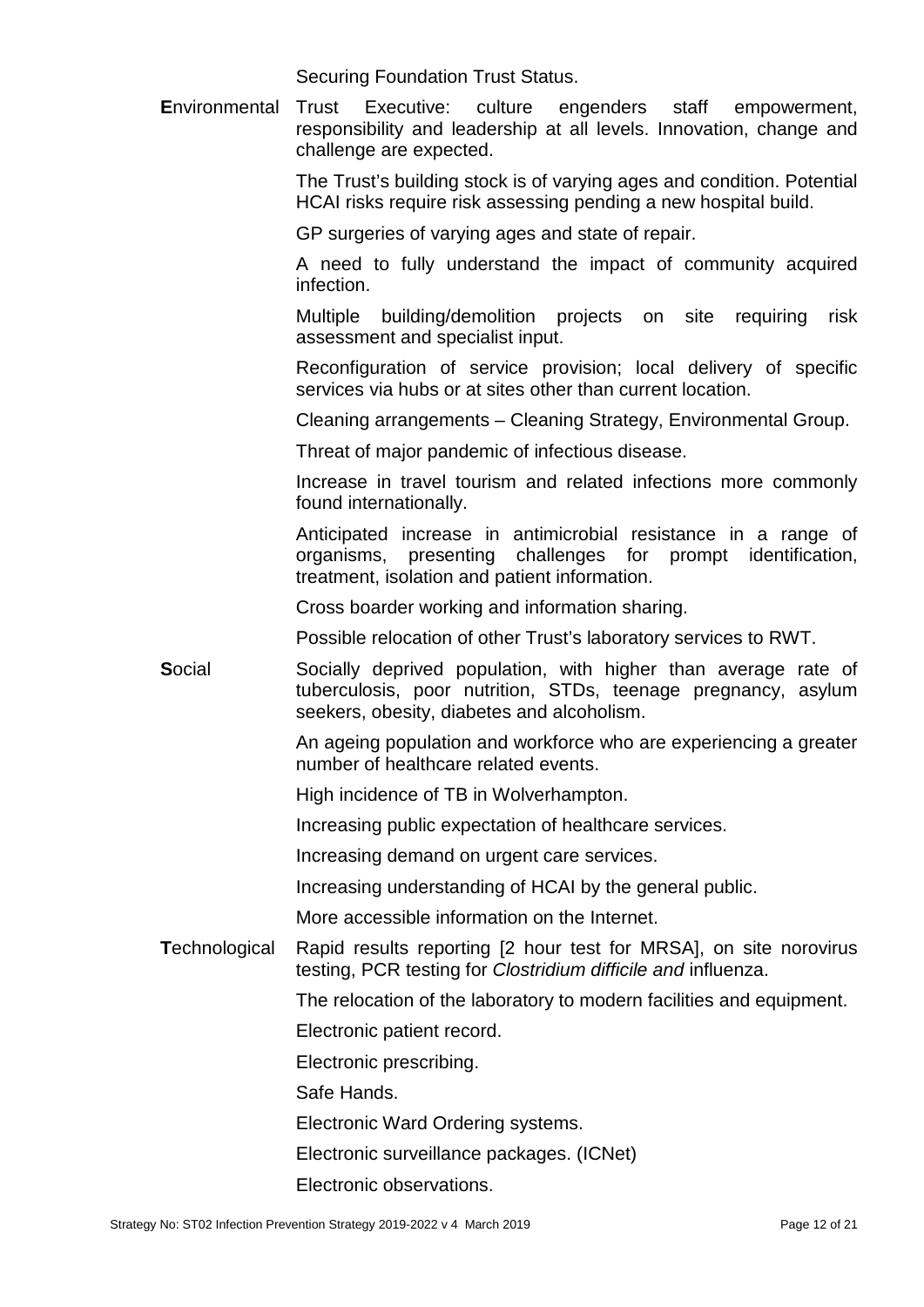Securing Foundation Trust Status.

| | |
|---|---|
| **E**nvironmental | Trust Executive: culture engenders staff empowerment, responsibility and leadership at all levels. Innovation, change and challenge are expected. |
| | The Trust's building stock is of varying ages and condition. Potential HCAI risks require risk assessing pending a new hospital build. |
| | GP surgeries of varying ages and state of repair. |
| | A need to fully understand the impact of community acquired infection. |
| | Multiple building/demolition projects on site requiring risk assessment and specialist input. |
| | Reconfiguration of service provision; local delivery of specific services via hubs or at sites other than current location. |
| | Cleaning arrangements – Cleaning Strategy, Environmental Group. |
| | Threat of major pandemic of infectious disease. |
| | Increase in travel tourism and related infections more commonly found internationally. |
| | Anticipated increase in antimicrobial resistance in a range of organisms, presenting challenges for prompt identification, treatment, isolation and patient information. |
| | Cross boarder working and information sharing. |
| | Possible relocation of other Trust's laboratory services to RWT. |
| **S**ocial | Socially deprived population, with higher than average rate of tuberculosis, poor nutrition, STDs, teenage pregnancy, asylum seekers, obesity, diabetes and alcoholism. |
| | An ageing population and workforce who are experiencing a greater number of healthcare related events. |
| | High incidence of TB in Wolverhampton. |
| | Increasing public expectation of healthcare services. |
| | Increasing demand on urgent care services. |
| | Increasing understanding of HCAI by the general public. |
| | More accessible information on the Internet. |
| **T**echnological | Rapid results reporting [2 hour test for MRSA], on site norovirus testing, PCR testing for *Clostridium difficile and* influenza. |
| | The relocation of the laboratory to modern facilities and equipment. |
| | Electronic patient record. |
| | Electronic prescribing. |
| | Safe Hands. |
| | Electronic Ward Ordering systems. |
| | Electronic surveillance packages. (ICNet) |
| | Electronic observations. |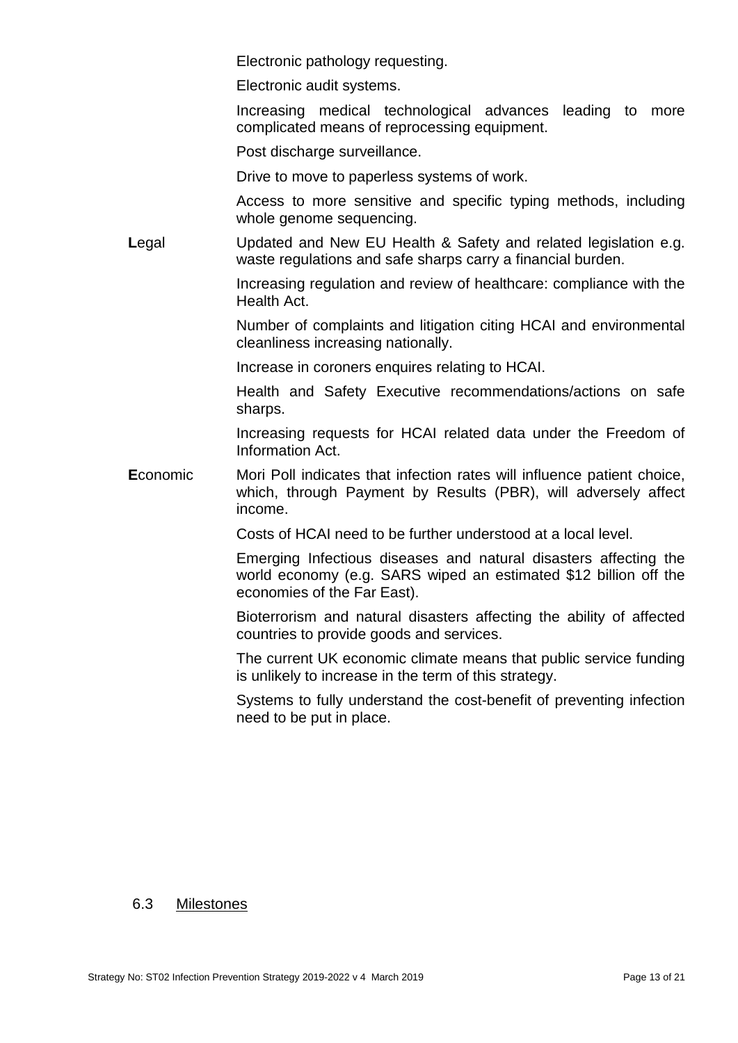| | |
|---|---|
| | Electronic pathology requesting. |
| | Electronic audit systems. |
| | Increasing medical technological advances leading to more complicated means of reprocessing equipment. |
| | Post discharge surveillance. |
| | Drive to move to paperless systems of work. |
| | Access to more sensitive and specific typing methods, including whole genome sequencing. |
| **L**egal | Updated and New EU Health & Safety and related legislation e.g. waste regulations and safe sharps carry a financial burden. |
| | Increasing regulation and review of healthcare: compliance with the Health Act. |
| | Number of complaints and litigation citing HCAI and environmental cleanliness increasing nationally. |
| | Increase in coroners enquires relating to HCAI. |
| | Health and Safety Executive recommendations/actions on safe sharps. |
| | Increasing requests for HCAI related data under the Freedom of Information Act. |
| **E**conomic | Mori Poll indicates that infection rates will influence patient choice, which, through Payment by Results (PBR), will adversely affect income. |
| | Costs of HCAI need to be further understood at a local level. |
| | Emerging Infectious diseases and natural disasters affecting the world economy (e.g. SARS wiped an estimated $12 billion off the economies of the Far East). |
| | Bioterrorism and natural disasters affecting the ability of affected countries to provide goods and services. |
| | The current UK economic climate means that public service funding is unlikely to increase in the term of this strategy. |
| | Systems to fully understand the cost-benefit of preventing infection need to be put in place. |

## 6.3 Milestones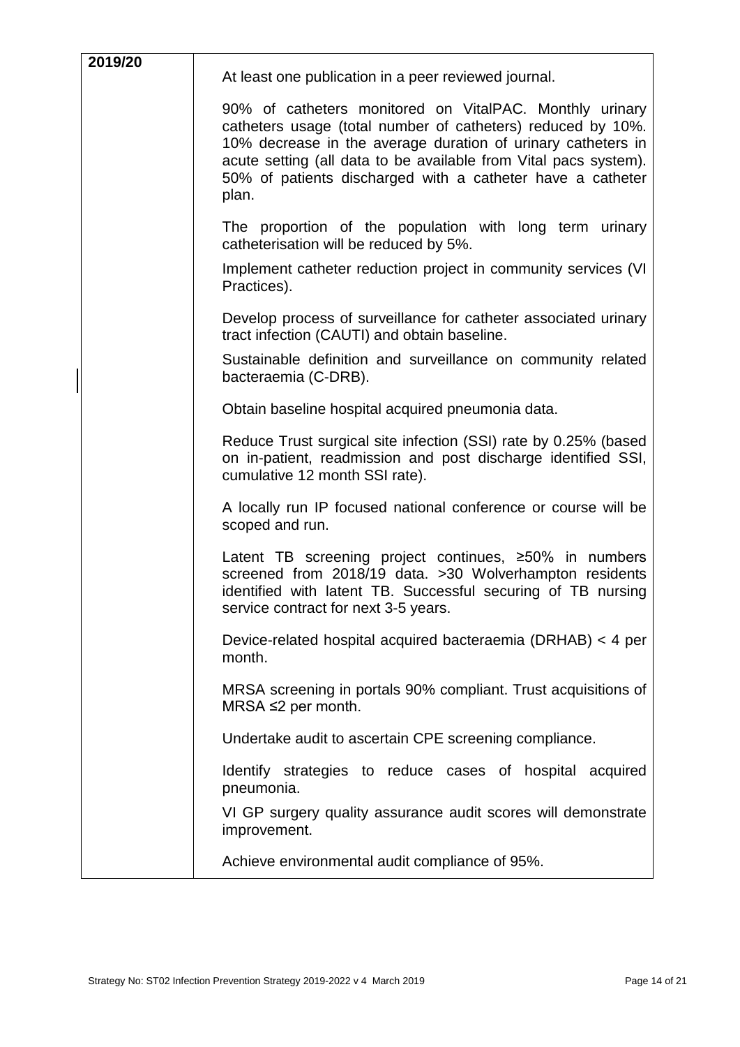| 2019/20 | At least one publication in a peer reviewed journal.<br><br>90% of catheters monitored on VitalPAC. Monthly urinary catheters usage (total number of catheters) reduced by 10%. 10% decrease in the average duration of urinary catheters in acute setting (all data to be available from Vital pacs system). 50% of patients discharged with a catheter have a catheter plan.<br><br>The proportion of the population with long term urinary catheterisation will be reduced by 5%.<br><br>Implement catheter reduction project in community services (VI Practices).<br><br>Develop process of surveillance for catheter associated urinary tract infection (CAUTI) and obtain baseline.<br><br>Sustainable definition and surveillance on community related bacteraemia (C-DRB).<br><br>Obtain baseline hospital acquired pneumonia data.<br><br>Reduce Trust surgical site infection (SSI) rate by 0.25% (based on in-patient, readmission and post discharge identified SSI, cumulative 12 month SSI rate).<br><br>A locally run IP focused national conference or course will be scoped and run.<br><br>Latent TB screening project continues, ≥50% in numbers screened from 2018/19 data. >30 Wolverhampton residents identified with latent TB. Successful securing of TB nursing service contract for next 3-5 years.<br><br>Device-related hospital acquired bacteraemia (DRHAB) < 4 per month.<br><br>MRSA screening in portals 90% compliant. Trust acquisitions of MRSA ≤2 per month.<br><br>Undertake audit to ascertain CPE screening compliance.<br><br>Identify strategies to reduce cases of hospital acquired pneumonia.<br><br>VI GP surgery quality assurance audit scores will demonstrate improvement.<br><br>Achieve environmental audit compliance of 95%. |
|---|---|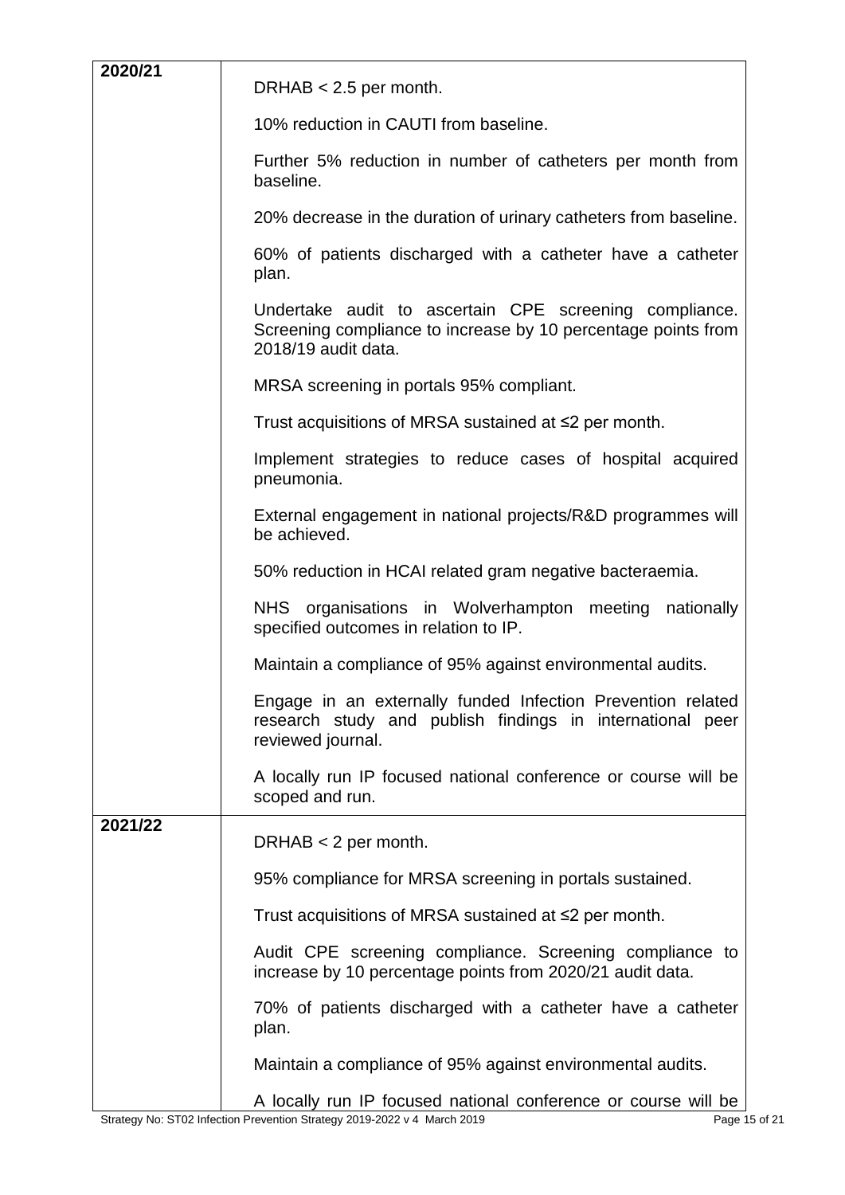| | |
|---|---|
| **2020/21** | DRHAB < 2.5 per month.<br><br>10% reduction in CAUTI from baseline.<br><br>Further 5% reduction in number of catheters per month from baseline.<br><br>20% decrease in the duration of urinary catheters from baseline.<br><br>60% of patients discharged with a catheter have a catheter plan.<br><br>Undertake audit to ascertain CPE screening compliance. Screening compliance to increase by 10 percentage points from 2018/19 audit data.<br><br>MRSA screening in portals 95% compliant.<br><br>Trust acquisitions of MRSA sustained at ≤2 per month.<br><br>Implement strategies to reduce cases of hospital acquired pneumonia.<br><br>External engagement in national projects/R&D programmes will be achieved.<br><br>50% reduction in HCAI related gram negative bacteraemia.<br><br>NHS organisations in Wolverhampton meeting nationally specified outcomes in relation to IP.<br><br>Maintain a compliance of 95% against environmental audits.<br><br>Engage in an externally funded Infection Prevention related research study and publish findings in international peer reviewed journal.<br><br>A locally run IP focused national conference or course will be scoped and run. |
| **2021/22** | DRHAB < 2 per month.<br><br>95% compliance for MRSA screening in portals sustained.<br><br>Trust acquisitions of MRSA sustained at ≤2 per month.<br><br>Audit CPE screening compliance. Screening compliance to increase by 10 percentage points from 2020/21 audit data.<br><br>70% of patients discharged with a catheter have a catheter plan.<br><br>Maintain a compliance of 95% against environmental audits.<br><br>A locally run IP focused national conference or course will be |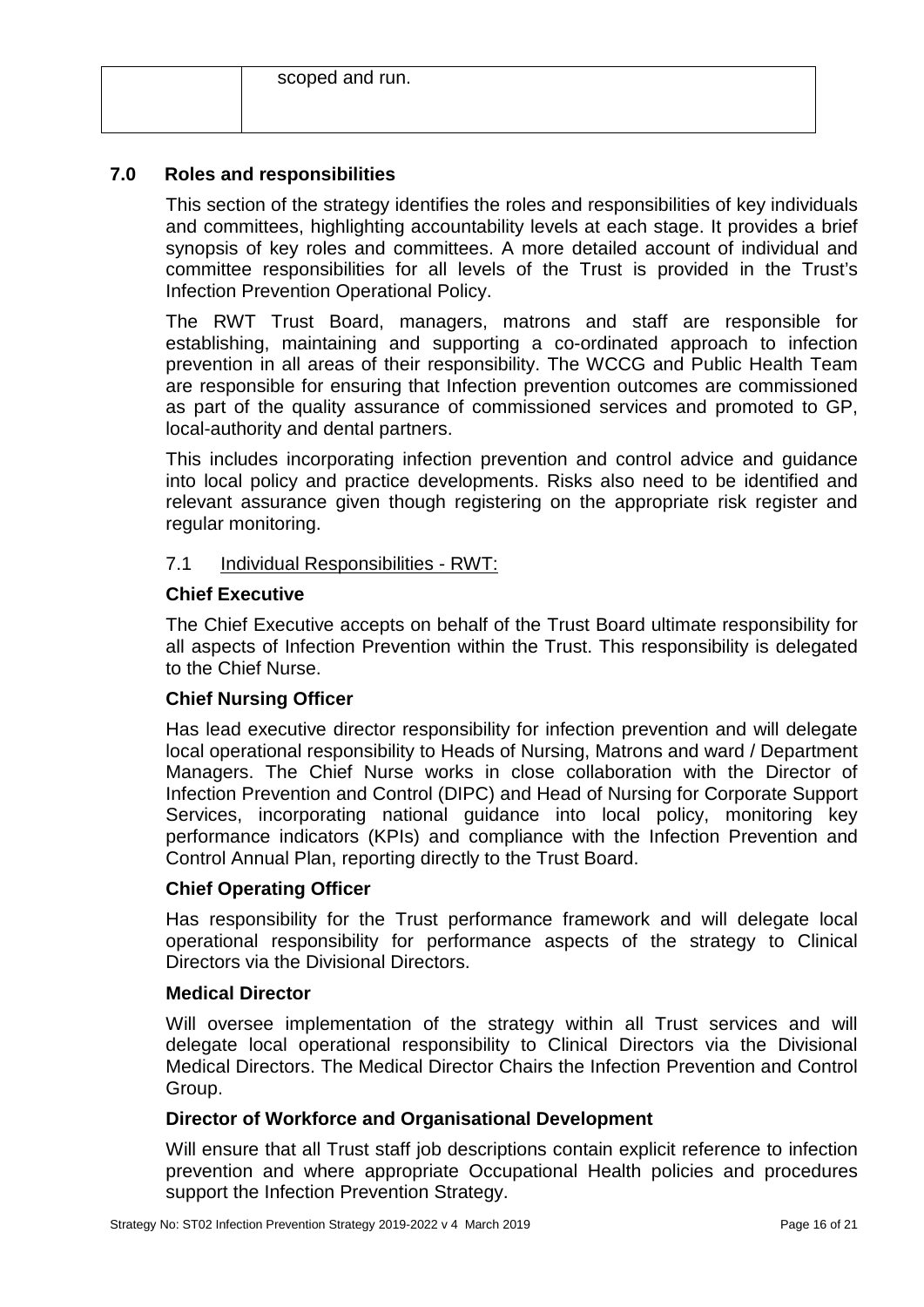| | scoped and run. |
|---|---|

## 7.0 Roles and responsibilities

This section of the strategy identifies the roles and responsibilities of key individuals and committees, highlighting accountability levels at each stage. It provides a brief synopsis of key roles and committees. A more detailed account of individual and committee responsibilities for all levels of the Trust is provided in the Trust's Infection Prevention Operational Policy.

The RWT Trust Board, managers, matrons and staff are responsible for establishing, maintaining and supporting a co-ordinated approach to infection prevention in all areas of their responsibility. The WCCG and Public Health Team are responsible for ensuring that Infection prevention outcomes are commissioned as part of the quality assurance of commissioned services and promoted to GP, local-authority and dental partners.

This includes incorporating infection prevention and control advice and guidance into local policy and practice developments. Risks also need to be identified and relevant assurance given though registering on the appropriate risk register and regular monitoring.

### 7.1 Individual Responsibilities - RWT:

**Chief Executive**

The Chief Executive accepts on behalf of the Trust Board ultimate responsibility for all aspects of Infection Prevention within the Trust. This responsibility is delegated to the Chief Nurse.

**Chief Nursing Officer**

Has lead executive director responsibility for infection prevention and will delegate local operational responsibility to Heads of Nursing, Matrons and ward / Department Managers. The Chief Nurse works in close collaboration with the Director of Infection Prevention and Control (DIPC) and Head of Nursing for Corporate Support Services, incorporating national guidance into local policy, monitoring key performance indicators (KPIs) and compliance with the Infection Prevention and Control Annual Plan, reporting directly to the Trust Board.

**Chief Operating Officer**

Has responsibility for the Trust performance framework and will delegate local operational responsibility for performance aspects of the strategy to Clinical Directors via the Divisional Directors.

**Medical Director**

Will oversee implementation of the strategy within all Trust services and will delegate local operational responsibility to Clinical Directors via the Divisional Medical Directors. The Medical Director Chairs the Infection Prevention and Control Group.

**Director of Workforce and Organisational Development**

Will ensure that all Trust staff job descriptions contain explicit reference to infection prevention and where appropriate Occupational Health policies and procedures support the Infection Prevention Strategy.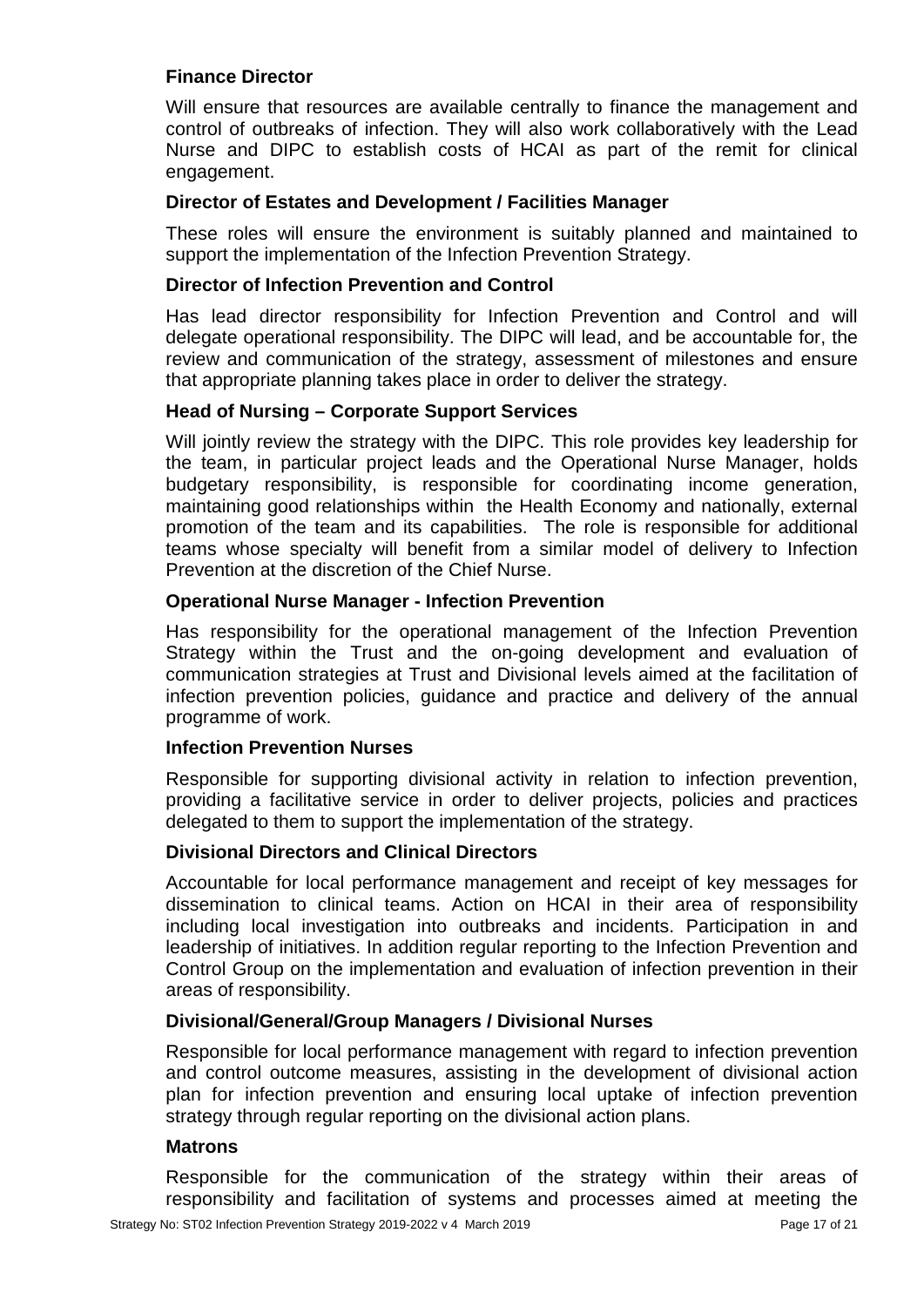#### Finance Director

Will ensure that resources are available centrally to finance the management and control of outbreaks of infection. They will also work collaboratively with the Lead Nurse and DIPC to establish costs of HCAI as part of the remit for clinical engagement.

#### Director of Estates and Development / Facilities Manager

These roles will ensure the environment is suitably planned and maintained to support the implementation of the Infection Prevention Strategy.

#### Director of Infection Prevention and Control

Has lead director responsibility for Infection Prevention and Control and will delegate operational responsibility. The DIPC will lead, and be accountable for, the review and communication of the strategy, assessment of milestones and ensure that appropriate planning takes place in order to deliver the strategy.

#### Head of Nursing – Corporate Support Services

Will jointly review the strategy with the DIPC. This role provides key leadership for the team, in particular project leads and the Operational Nurse Manager, holds budgetary responsibility, is responsible for coordinating income generation, maintaining good relationships within the Health Economy and nationally, external promotion of the team and its capabilities. The role is responsible for additional teams whose specialty will benefit from a similar model of delivery to Infection Prevention at the discretion of the Chief Nurse.

#### Operational Nurse Manager - Infection Prevention

Has responsibility for the operational management of the Infection Prevention Strategy within the Trust and the on-going development and evaluation of communication strategies at Trust and Divisional levels aimed at the facilitation of infection prevention policies, guidance and practice and delivery of the annual programme of work.

#### Infection Prevention Nurses

Responsible for supporting divisional activity in relation to infection prevention, providing a facilitative service in order to deliver projects, policies and practices delegated to them to support the implementation of the strategy.

#### Divisional Directors and Clinical Directors

Accountable for local performance management and receipt of key messages for dissemination to clinical teams. Action on HCAI in their area of responsibility including local investigation into outbreaks and incidents. Participation in and leadership of initiatives. In addition regular reporting to the Infection Prevention and Control Group on the implementation and evaluation of infection prevention in their areas of responsibility.

#### Divisional/General/Group Managers / Divisional Nurses

Responsible for local performance management with regard to infection prevention and control outcome measures, assisting in the development of divisional action plan for infection prevention and ensuring local uptake of infection prevention strategy through regular reporting on the divisional action plans.

#### Matrons

Responsible for the communication of the strategy within their areas of responsibility and facilitation of systems and processes aimed at meeting the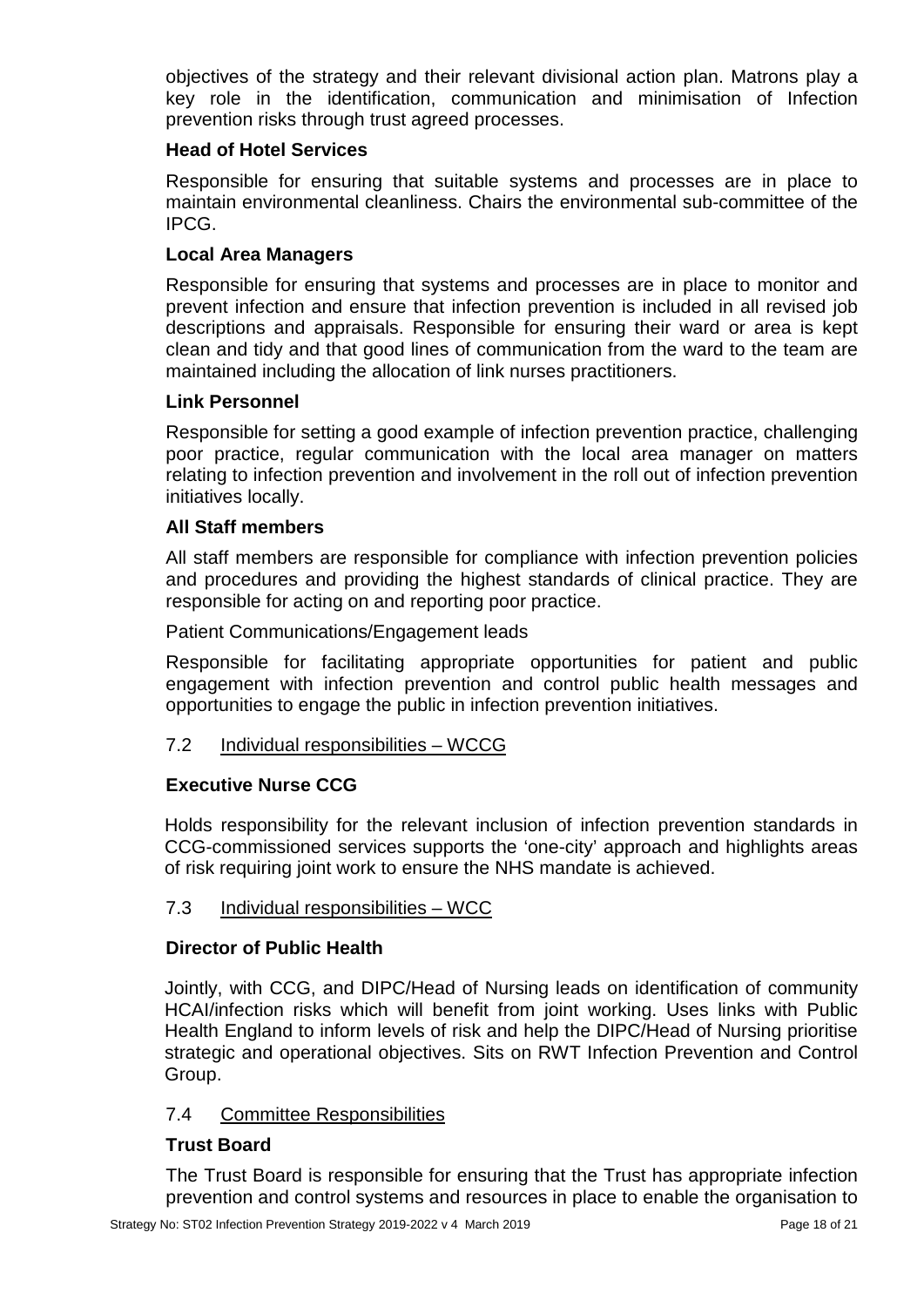objectives of the strategy and their relevant divisional action plan. Matrons play a key role in the identification, communication and minimisation of Infection prevention risks through trust agreed processes.

**Head of Hotel Services**

Responsible for ensuring that suitable systems and processes are in place to maintain environmental cleanliness. Chairs the environmental sub-committee of the IPCG.

**Local Area Managers**

Responsible for ensuring that systems and processes are in place to monitor and prevent infection and ensure that infection prevention is included in all revised job descriptions and appraisals. Responsible for ensuring their ward or area is kept clean and tidy and that good lines of communication from the ward to the team are maintained including the allocation of link nurses practitioners.

**Link Personnel**

Responsible for setting a good example of infection prevention practice, challenging poor practice, regular communication with the local area manager on matters relating to infection prevention and involvement in the roll out of infection prevention initiatives locally.

**All Staff members**

All staff members are responsible for compliance with infection prevention policies and procedures and providing the highest standards of clinical practice. They are responsible for acting on and reporting poor practice.

Patient Communications/Engagement leads

Responsible for facilitating appropriate opportunities for patient and public engagement with infection prevention and control public health messages and opportunities to engage the public in infection prevention initiatives.

7.2 Individual responsibilities – WCCG

**Executive Nurse CCG**

Holds responsibility for the relevant inclusion of infection prevention standards in CCG-commissioned services supports the 'one-city' approach and highlights areas of risk requiring joint work to ensure the NHS mandate is achieved.

7.3 Individual responsibilities – WCC

**Director of Public Health**

Jointly, with CCG, and DIPC/Head of Nursing leads on identification of community HCAI/infection risks which will benefit from joint working. Uses links with Public Health England to inform levels of risk and help the DIPC/Head of Nursing prioritise strategic and operational objectives. Sits on RWT Infection Prevention and Control Group.

7.4 Committee Responsibilities

**Trust Board**

The Trust Board is responsible for ensuring that the Trust has appropriate infection prevention and control systems and resources in place to enable the organisation to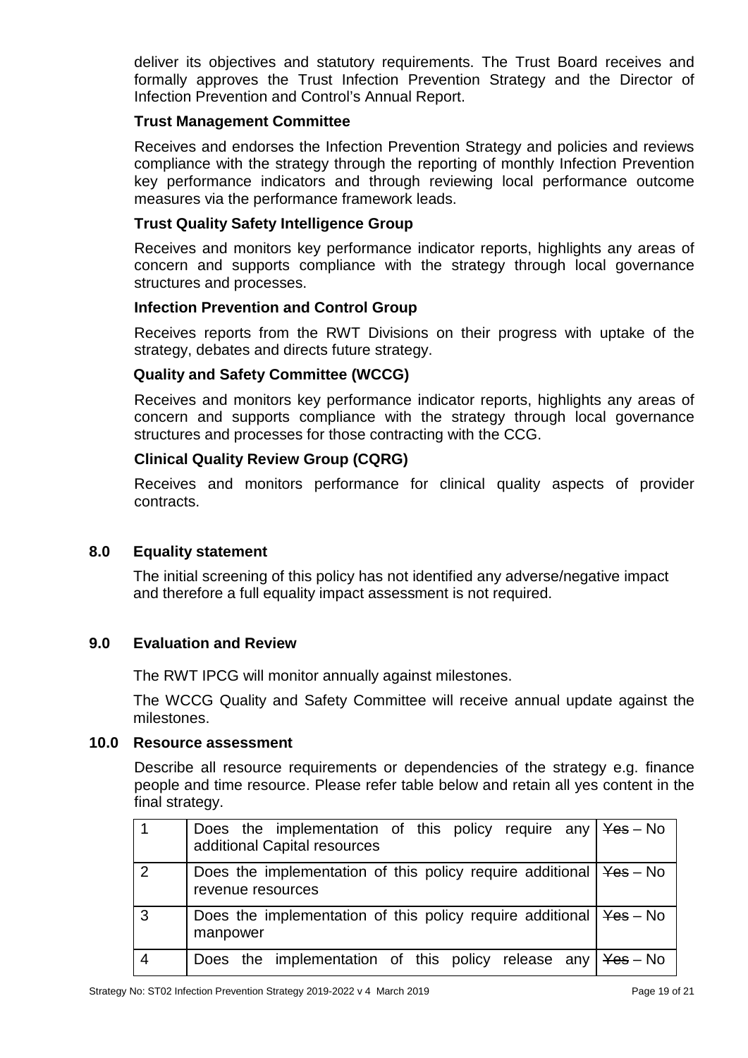deliver its objectives and statutory requirements. The Trust Board receives and formally approves the Trust Infection Prevention Strategy and the Director of Infection Prevention and Control's Annual Report.

**Trust Management Committee**

Receives and endorses the Infection Prevention Strategy and policies and reviews compliance with the strategy through the reporting of monthly Infection Prevention key performance indicators and through reviewing local performance outcome measures via the performance framework leads.

**Trust Quality Safety Intelligence Group**

Receives and monitors key performance indicator reports, highlights any areas of concern and supports compliance with the strategy through local governance structures and processes.

**Infection Prevention and Control Group**

Receives reports from the RWT Divisions on their progress with uptake of the strategy, debates and directs future strategy.

**Quality and Safety Committee (WCCG)**

Receives and monitors key performance indicator reports, highlights any areas of concern and supports compliance with the strategy through local governance structures and processes for those contracting with the CCG.

**Clinical Quality Review Group (CQRG)**

Receives and monitors performance for clinical quality aspects of provider contracts.

## 8.0 Equality statement

The initial screening of this policy has not identified any adverse/negative impact and therefore a full equality impact assessment is not required.

## 9.0 Evaluation and Review

The RWT IPCG will monitor annually against milestones.

The WCCG Quality and Safety Committee will receive annual update against the milestones.

## 10.0 Resource assessment

Describe all resource requirements or dependencies of the strategy e.g. finance people and time resource. Please refer table below and retain all yes content in the final strategy.

| | | |
|---|---|---|
| 1 | Does the implementation of this policy require any additional Capital resources | ~~Yes~~ – No |
| 2 | Does the implementation of this policy require additional revenue resources | ~~Yes~~ – No |
| 3 | Does the implementation of this policy require additional manpower | ~~Yes~~ – No |
| 4 | Does the implementation of this policy release any | ~~Yes~~ – No |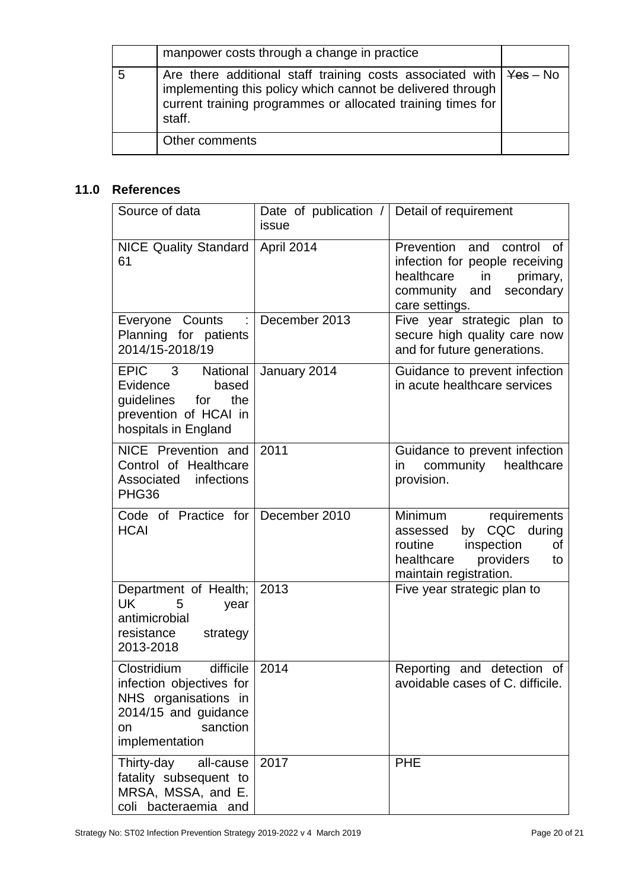|   | manpower costs through a change in practice |   |
|---|---|---|
| 5 | Are there additional staff training costs associated with implementing this policy which cannot be delivered through current training programmes or allocated training times for staff. | ~~Yes~~ – No |
|   | Other comments |   |

## 11.0 References

| Source of data | Date of publication / issue | Detail of requirement |
|---|---|---|
| NICE Quality Standard 61 | April 2014 | Prevention and control of infection for people receiving healthcare in primary, community and secondary care settings. |
| Everyone Counts : Planning for patients 2014/15-2018/19 | December 2013 | Five year strategic plan to secure high quality care now and for future generations. |
| EPIC 3 National Evidence based guidelines for the prevention of HCAI in hospitals in England | January 2014 | Guidance to prevent infection in acute healthcare services |
| NICE Prevention and Control of Healthcare Associated infections PHG36 | 2011 | Guidance to prevent infection in community healthcare provision. |
| Code of Practice for HCAI | December 2010 | Minimum requirements assessed by CQC during routine inspection of healthcare providers to maintain registration. |
| Department of Health; UK 5 year antimicrobial resistance strategy 2013-2018 | 2013 | Five year strategic plan to |
| Clostridium difficile infection objectives for NHS organisations in 2014/15 and guidance on sanction implementation | 2014 | Reporting and detection of avoidable cases of C. difficile. |
| Thirty-day all-cause fatality subsequent to MRSA, MSSA, and E. coli bacteraemia and | 2017 | PHE |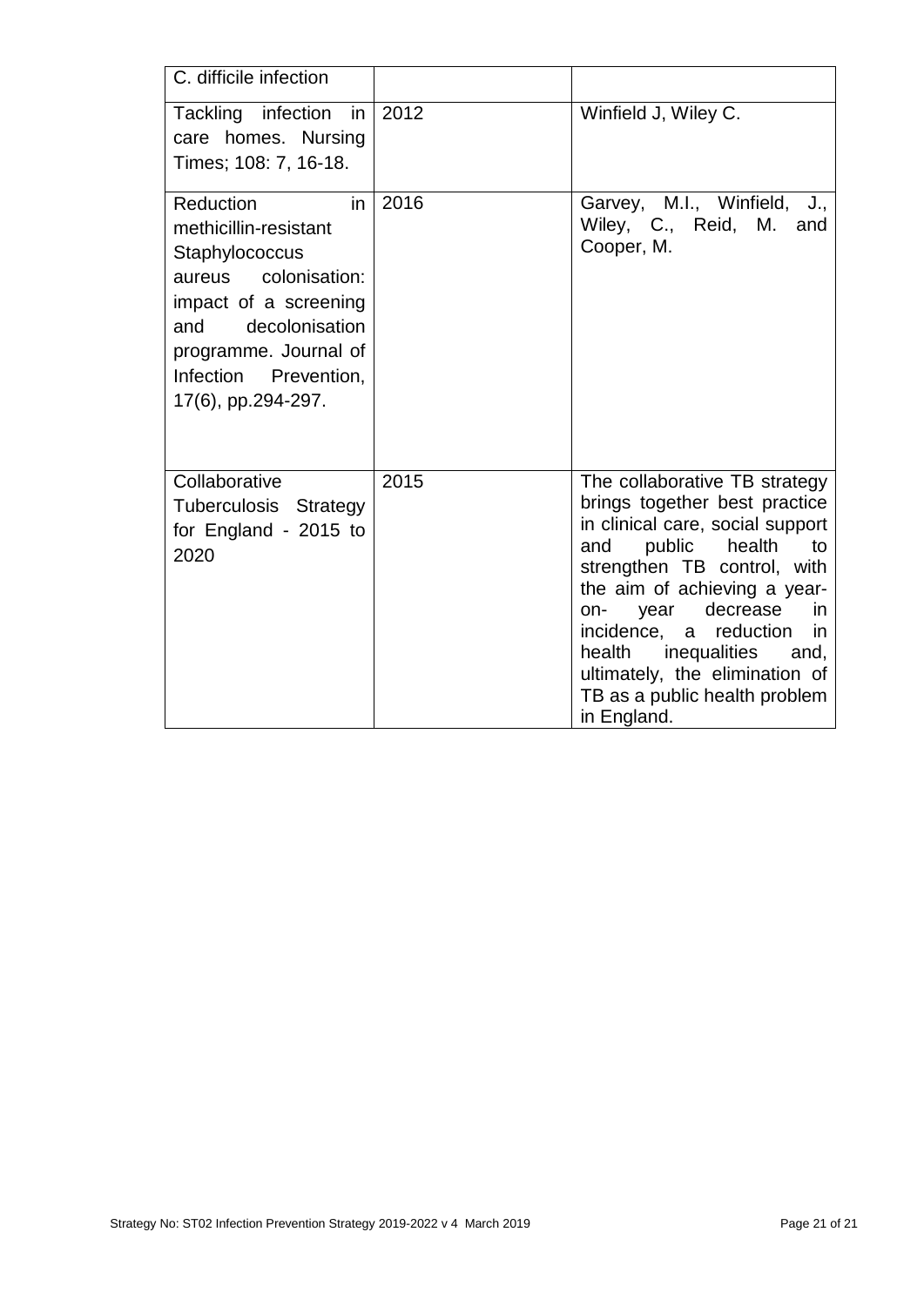| | | |
|---|---|---|
| C. difficile infection | | |
| Tackling infection in care homes. Nursing Times; 108: 7, 16-18. | 2012 | Winfield J, Wiley C. |
| Reduction in methicillin-resistant Staphylococcus aureus colonisation: impact of a screening and decolonisation programme. Journal of Infection Prevention, 17(6), pp.294-297. | 2016 | Garvey, M.I., Winfield, J., Wiley, C., Reid, M. and Cooper, M. |
| Collaborative Tuberculosis Strategy for England - 2015 to 2020 | 2015 | The collaborative TB strategy brings together best practice in clinical care, social support and public health to strengthen TB control, with the aim of achieving a year-on- year decrease in incidence, a reduction in health inequalities and, ultimately, the elimination of TB as a public health problem in England. |